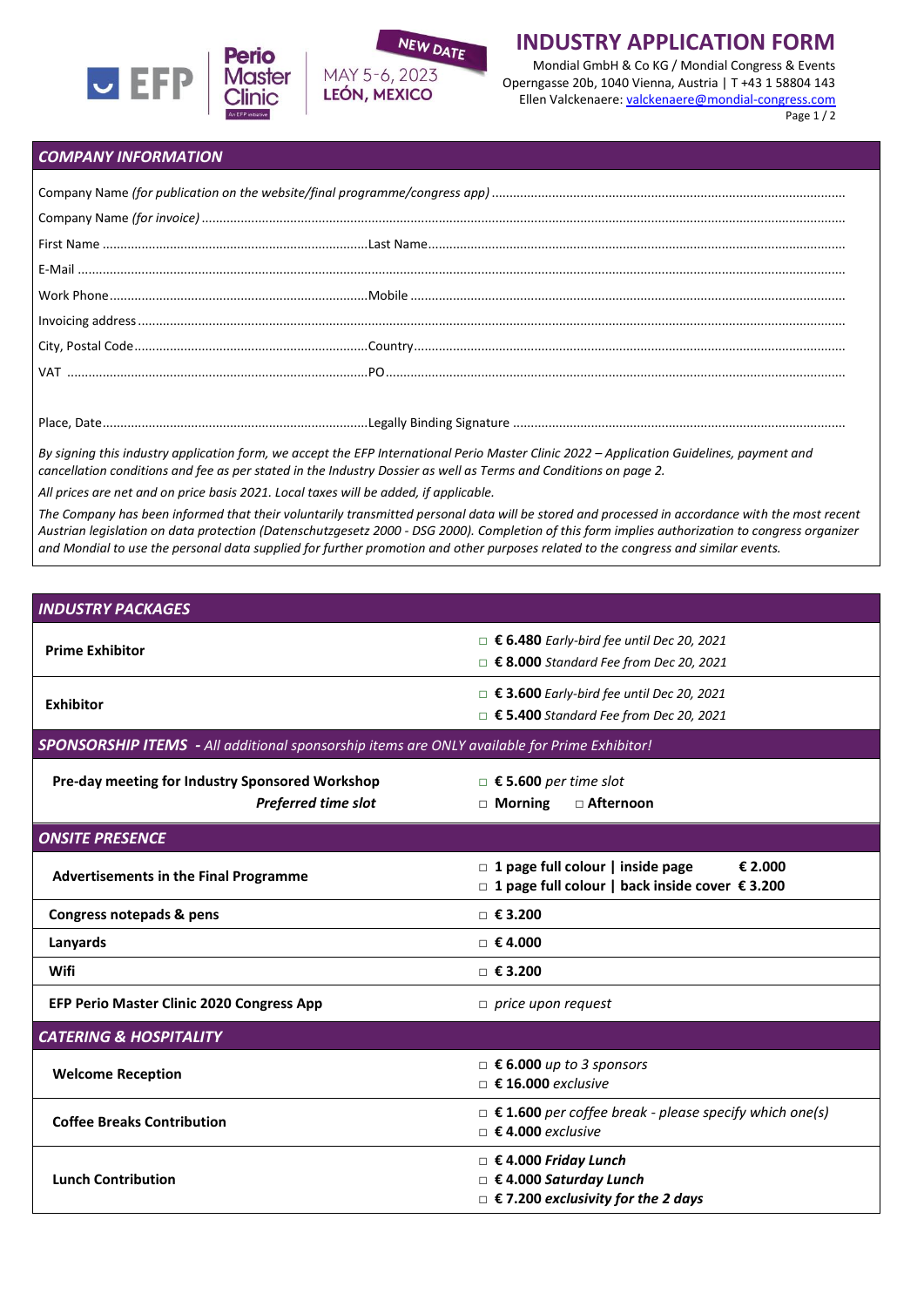EFP | Perio Master Clinic — An EFP initiative

NEW DATE

MAY 5-6, 2023
LEÓN, MEXICO

# INDUSTRY APPLICATION FORM

Mondial GmbH & Co KG / Mondial Congress & Events
Opernngasse 20b, 1040 Vienna, Austria | T +43 1 58804 143
Ellen Valckenaere: valckenaere@mondial-congress.com

## COMPANY INFORMATION

Company Name *(for publication on the website/final programme/congress app)* ..................................................

Company Name *(for invoice)* ..................................................

First Name .............................. Last Name ..............................

E-Mail ..................................................

Work Phone .............................. Mobile ..............................

Invoicing address ..................................................

City, Postal Code .............................. Country ..............................

VAT .............................. PO ..............................

Place, Date .............................. Legally Binding Signature ..............................

*By signing this industry application form, we accept the EFP International Perio Master Clinic 2022 – Application Guidelines, payment and cancellation conditions and fee as per stated in the Industry Dossier as well as Terms and Conditions on page 2.*

*All prices are net and on price basis 2021. Local taxes will be added, if applicable.*

*The Company has been informed that their voluntarily transmitted personal data will be stored and processed in accordance with the most recent Austrian legislation on data protection (Datenschutzgesetz 2000 - DSG 2000). Completion of this form implies authorization to congress organizer and Mondial to use the personal data supplied for further promotion and other purposes related to the congress and similar events.*

## INDUSTRY PACKAGES

| | |
|---|---|
| **Prime Exhibitor** | □ **€ 6.480** *Early-bird fee until Dec 20, 2021*<br>□ **€ 8.000** *Standard Fee from Dec 20, 2021* |
| **Exhibitor** | □ **€ 3.600** *Early-bird fee until Dec 20, 2021*<br>□ **€ 5.400** *Standard Fee from Dec 20, 2021* |

## SPONSORSHIP ITEMS - *All additional sponsorship items are ONLY available for Prime Exhibitor!*

| | |
|---|---|
| **Pre-day meeting for Industry Sponsored Workshop**<br>***Preferred time slot*** | □ **€ 5.600** *per time slot*<br>□ **Morning** □ **Afternoon** |

## ONSITE PRESENCE

| | |
|---|---|
| **Advertisements in the Final Programme** | □ **1 page full colour \| inside page € 2.000**<br>□ **1 page full colour \| back inside cover € 3.200** |
| **Congress notepads & pens** | □ **€ 3.200** |
| **Lanyards** | □ **€ 4.000** |
| **Wifi** | □ **€ 3.200** |
| **EFP Perio Master Clinic 2020 Congress App** | □ *price upon request* |

## CATERING & HOSPITALITY

| | |
|---|---|
| **Welcome Reception** | □ **€ 6.000** *up to 3 sponsors*<br>□ **€ 16.000** *exclusive* |
| **Coffee Breaks Contribution** | □ **€ 1.600** *per coffee break - please specify which one(s)*<br>□ **€ 4.000** *exclusive* |
| **Lunch Contribution** | □ **€ 4.000** ***Friday Lunch***<br>□ **€ 4.000** ***Saturday Lunch***<br>□ **€ 7.200** ***exclusivity for the 2 days*** |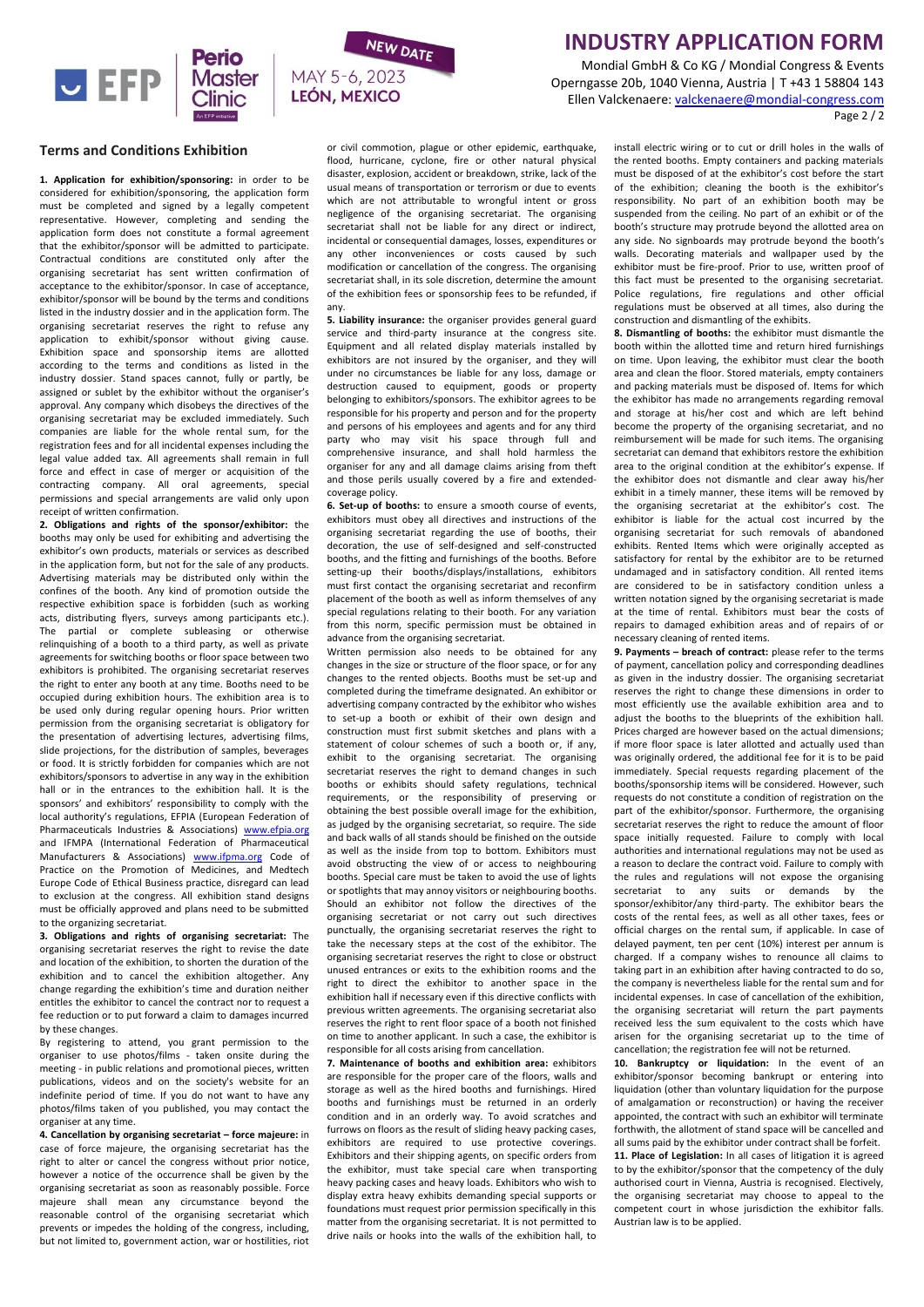# INDUSTRY APPLICATION FORM

Mondial GmbH & Co KG / Mondial Congress & Events
Operngasse 20b, 1040 Vienna, Austria | T +43 1 58804 143
Ellen Valckenaere: valckenaere@mondial-congress.com

NEW DATE
MAY 5-6, 2023
LEÓN, MEXICO

## Terms and Conditions Exhibition

**1. Application for exhibition/sponsoring:** in order to be considered for exhibition/sponsoring, the application form must be completed and signed by a legally competent representative. However, completing and sending the application form does not constitute a formal agreement that the exhibitor/sponsor will be admitted to participate. Contractual conditions are constituted only after the organising secretariat has sent written confirmation of acceptance to the exhibitor/sponsor. In case of acceptance, exhibitor/sponsor will be bound by the terms and conditions listed in the industry dossier and in the application form. The organising secretariat reserves the right to refuse any application to exhibit/sponsor without giving cause. Exhibition space and sponsorship items are allotted according to the terms and conditions as listed in the industry dossier. Stand spaces cannot, fully or partly, be assigned or sublet by the exhibitor without the organiser's approval. Any company which disobeys the directives of the organising secretariat may be excluded immediately. Such companies are liable for the whole rental sum, for the registration fees and for all incidental expenses including the legal value added tax. All agreements shall remain in full force and effect in case of merger or acquisition of the contracting company. All oral agreements, special permissions and special arrangements are valid only upon receipt of written confirmation.

**2. Obligations and rights of the sponsor/exhibitor:** the booths may only be used for exhibiting and advertising the exhibitor's own products, materials or services as described in the application form, but not for the sale of any products. Advertising materials may be distributed only within the confines of the booth. Any kind of promotion outside the respective exhibition space is forbidden (such as working acts, distributing flyers, surveys among participants etc.). The partial or complete subleasing or otherwise relinquishing of a booth to a third party, as well as private agreements for switching booths or floor space between two exhibitors is prohibited. The organising secretariat reserves the right to enter any booth at any time. Booths need to be occupied during exhibition hours. The exhibition area is to be used only during regular opening hours. Prior written permission from the organising secretariat is obligatory for the presentation of advertising lectures, advertising films, slide projections, for the distribution of samples, beverages or food. It is strictly forbidden for companies which are not exhibitors/sponsors to advertise in any way in the exhibition hall or in the entrances to the exhibition hall. It is the sponsors' and exhibitors' responsibility to comply with the local authority's regulations, EFPIA (European Federation of Pharmaceuticals Industries & Associations) www.efpia.org and IFMPA (International Federation of Pharmaceutical Manufacturers & Associations) www.ifpma.org Code of Practice on the Promotion of Medicines, and Medtech Europe Code of Ethical Business practice, disregard can lead to exclusion at the congress. All exhibition stand designs must be officially approved and plans need to be submitted to the organizing secretariat.

**3. Obligations and rights of organising secretariat:** The organising secretariat reserves the right to revise the date and location of the exhibition, to shorten the duration of the exhibition and to cancel the exhibition altogether. Any change regarding the exhibition's time and duration neither entitles the exhibitor to cancel the contract nor to request a fee reduction or to put forward a claim to damages incurred by these changes.

By registering to attend, you grant permission to the organiser to use photos/films - taken onsite during the meeting - in public relations and promotional pieces, written publications, videos and on the society's website for an indefinite period of time. If you do not want to have any photos/films taken of you published, you may contact the organiser at any time.

**4. Cancellation by organising secretariat – force majeure:** in case of force majeure, the organising secretariat has the right to alter or cancel the congress without prior notice, however a notice of the occurrence shall be given by the organising secretariat as soon as reasonably possible. Force majeure shall mean any circumstance beyond the reasonable control of the organising secretariat which prevents or impedes the holding of the congress, including, but not limited to, government action, war or hostilities, riot or civil commotion, plague or other epidemic, earthquake, flood, hurricane, cyclone, fire or other natural physical disaster, explosion, accident or breakdown, strike, lack of the usual means of transportation or terrorism or due to events which are not attributable to wrongful intent or gross negligence of the organising secretariat. The organising secretariat shall not be liable for any direct or indirect, incidental or consequential damages, losses, expenditures or any other inconveniences or costs caused by such modification or cancellation of the congress. The organising secretariat shall, in its sole discretion, determine the amount of the exhibition fees or sponsorship fees to be refunded, if any.

**5. Liability insurance:** the organiser provides general guard service and third-party insurance at the congress site. Equipment and all related display materials installed by exhibitors are not insured by the organiser, and they will under no circumstances be liable for any loss, damage or destruction caused to equipment, goods or property belonging to exhibitors/sponsors. The exhibitor agrees to be responsible for his property and person and for the property and persons of his employees and agents and for any third party who may visit his space through full and comprehensive insurance, and shall hold harmless the organiser for any and all damage claims arising from theft and those perils usually covered by a fire and extended-coverage policy.

**6. Set-up of booths:** to ensure a smooth course of events, exhibitors must obey all directives and instructions of the organising secretariat regarding the use of booths, their decoration, the use of self-designed and self-constructed booths, and the fitting and furnishings of the booths. Before setting-up their booths/displays/installations, exhibitors must first contact the organising secretariat and reconfirm placement of the booth as well as inform themselves of any special regulations relating to their booth. For any variation from this norm, specific permission must be obtained in advance from the organising secretariat.

Written permission also needs to be obtained for any changes in the size or structure of the floor space, or for any changes to the rented objects. Booths must be set-up and completed during the timeframe designated. An exhibitor or advertising company contracted by the exhibitor who wishes to set-up a booth or exhibit of their own design and construction must first submit sketches and plans with a statement of colour schemes of such a booth or, if any, exhibit to the organising secretariat. The organising secretariat reserves the right to demand changes in such booths or exhibits should safety regulations, technical requirements, or the responsibility of preserving or obtaining the best possible overall image for the exhibition, as judged by the organising secretariat, so require. The side and back walls of all stands should be finished on the outside as well as the inside from top to bottom. Exhibitors must avoid obstructing the view of or access to neighbouring booths. Special care must be taken to avoid the use of lights or spotlights that may annoy visitors or neighbouring booths. Should an exhibitor not follow the directives of the organising secretariat or not carry out such directives punctually, the organising secretariat reserves the right to take the necessary steps at the cost of the exhibitor. The organising secretariat reserves the right to close or obstruct unused entrances or exits to the exhibition rooms and the right to direct the exhibitor to another space in the exhibition hall if necessary even if this directive conflicts with previous written agreements. The organising secretariat also reserves the right to rent floor space of a booth not finished on time to another applicant. In such a case, the exhibitor is responsible for all costs arising from cancellation.

**7. Maintenance of booths and exhibition area:** exhibitors are responsible for the proper care of the floors, walls and storage as well as the hired booths and furnishings. Hired booths and furnishings must be returned in an orderly condition and in an orderly way. To avoid scratches and furrows on floors as the result of sliding heavy packing cases, exhibitors are required to use protective coverings. Exhibitors and their shipping agents, on specific orders from the exhibitor, must take special care when transporting heavy packing cases and heavy loads. Exhibitors who wish to display extra heavy exhibits demanding special supports or foundations must request prior permission specifically in this matter from the organising secretariat. It is not permitted to drive nails or hooks into the walls of the exhibition hall, to install electric wiring or to cut or drill holes in the walls of the rented booths. Empty containers and packing materials must be disposed of at the exhibitor's cost before the start of the exhibition; cleaning the booth is the exhibitor's responsibility. No part of an exhibition booth may be suspended from the ceiling. No part of an exhibit or of the booth's structure may protrude beyond the allotted area on any side. No signboards may protrude beyond the booth's walls. Decorating materials and wallpaper used by the exhibitor must be fire-proof. Prior to use, written proof of this fact must be presented to the organising secretariat. Police regulations, fire regulations and other official regulations must be observed at all times, also during the construction and dismantling of the exhibits.

**8. Dismantling of booths:** the exhibitor must dismantle the booth within the allotted time and return hired furnishings on time. Upon leaving, the exhibitor must clear the booth area and clean the floor. Stored materials, empty containers and packing materials must be disposed of. Items for which the exhibitor has made no arrangements regarding removal and storage at his/her cost and which are left behind become the property of the organising secretariat, and no reimbursement will be made for such items. The organising secretariat can demand that exhibitors restore the exhibition area to the original condition at the exhibitor's expense. If the exhibitor does not dismantle and clear away his/her exhibit in a timely manner, these items will be removed by the organising secretariat at the exhibitor's cost. The exhibitor is liable for the actual cost incurred by the organising secretariat for such removals of abandoned exhibits. Rented Items which were originally accepted as satisfactory for rental by the exhibitor are to be returned undamaged and in satisfactory condition. All rented items are considered to be in satisfactory condition unless a written notation signed by the organising secretariat is made at the time of rental. Exhibitors must bear the costs of repairs to damaged exhibition areas and of repairs of or necessary cleaning of rented items.

**9. Payments – breach of contract:** please refer to the terms of payment, cancellation policy and corresponding deadlines as given in the industry dossier. The organising secretariat reserves the right to change these dimensions in order to most efficiently use the available exhibition area and to adjust the booths to the blueprints of the exhibition hall. Prices charged are however based on the actual dimensions; if more floor space is later allotted and actually used than was originally ordered, the additional fee for it is to be paid immediately. Special requests regarding placement of the booths/sponsorship items will be considered. However, such requests do not constitute a condition of registration on the part of the exhibitor/sponsor. Furthermore, the organising secretariat reserves the right to reduce the amount of floor space initially requested. Failure to comply with local authorities and international regulations may not be used as a reason to declare the contract void. Failure to comply with the rules and regulations will not expose the organising secretariat to any suits or demands by the sponsor/exhibitor/any third-party. The exhibitor bears the costs of the rental fees, as well as all other taxes, fees or official charges on the rental sum, if applicable. In case of delayed payment, ten per cent (10%) interest per annum is charged. If a company wishes to renounce all claims to taking part in an exhibition after having contracted to do so, the company is nevertheless liable for the rental sum and for incidental expenses. In case of cancellation of the exhibition, the organising secretariat will return the part payments received less the sum equivalent to the costs which have arisen for the organising secretariat up to the time of cancellation; the registration fee will not be returned.

**10. Bankruptcy or liquidation:** In the event of an exhibitor/sponsor becoming bankrupt or entering into liquidation (other than voluntary liquidation for the purpose of amalgamation or reconstruction) or having the receiver appointed, the contract with such an exhibitor will terminate forthwith, the allotment of stand space will be cancelled and all sums paid by the exhibitor under contract shall be forfeit.

**11. Place of Legislation:** In all cases of litigation it is agreed to by the exhibitor/sponsor that the competency of the duly authorised court in Vienna, Austria is recognised. Electively, the organising secretariat may choose to appeal to the competent court in whose jurisdiction the exhibitor falls. Austrian law is to be applied.